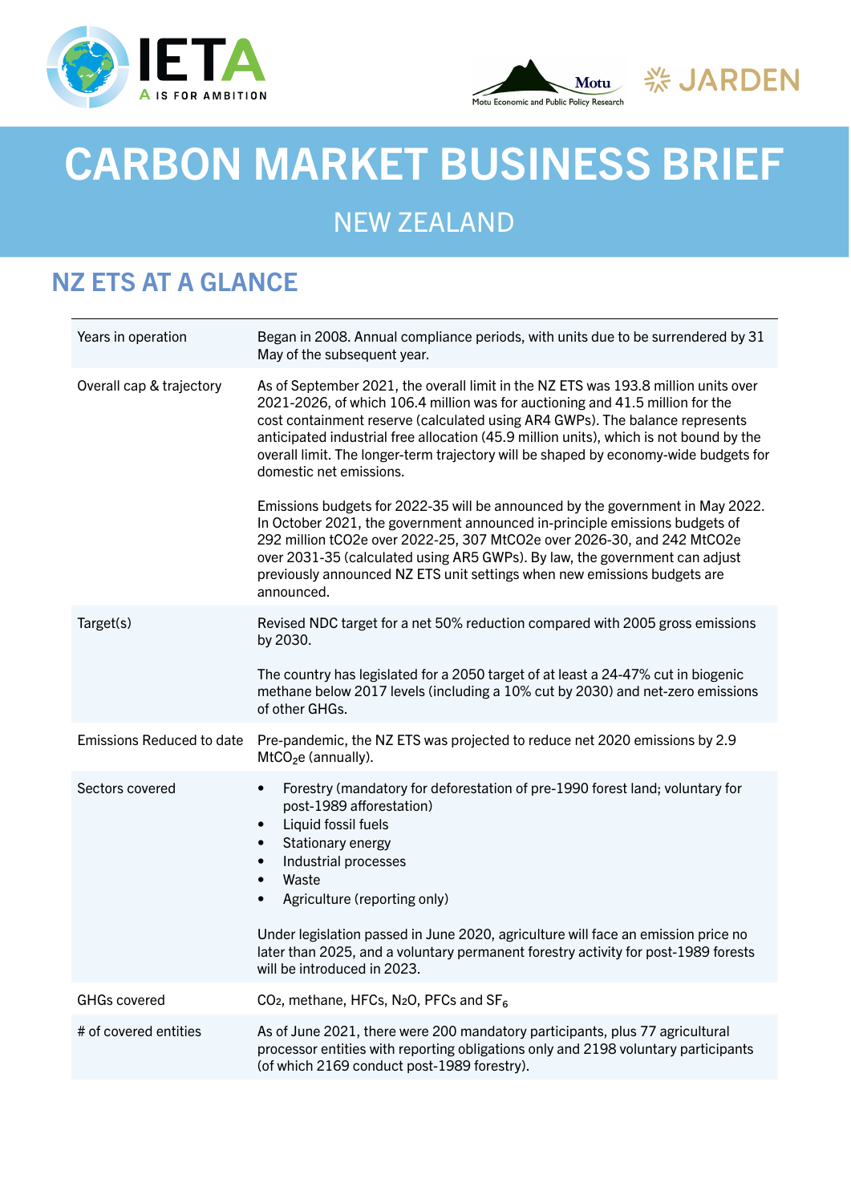# CARBON MARKET BUSINESS BRIEF

## NEW ZEALAND

## NZ ETS AT A GLANCE

| | |
|---|---|
| Years in operation | Began in 2008. Annual compliance periods, with units due to be surrendered by 31 May of the subsequent year. |
| Overall cap & trajectory | As of September 2021, the overall limit in the NZ ETS was 193.8 million units over 2021-2026, of which 106.4 million was for auctioning and 41.5 million for the cost containment reserve (calculated using AR4 GWPs). The balance represents anticipated industrial free allocation (45.9 million units), which is not bound by the overall limit. The longer-term trajectory will be shaped by economy-wide budgets for domestic net emissions.<br><br>Emissions budgets for 2022-35 will be announced by the government in May 2022. In October 2021, the government announced in-principle emissions budgets of 292 million tCO2e over 2022-25, 307 MtCO2e over 2026-30, and 242 MtCO2e over 2031-35 (calculated using AR5 GWPs). By law, the government can adjust previously announced NZ ETS unit settings when new emissions budgets are announced. |
| Target(s) | Revised NDC target for a net 50% reduction compared with 2005 gross emissions by 2030.<br><br>The country has legislated for a 2050 target of at least a 24-47% cut in biogenic methane below 2017 levels (including a 10% cut by 2030) and net-zero emissions of other GHGs. |
| Emissions Reduced to date | Pre-pandemic, the NZ ETS was projected to reduce net 2020 emissions by 2.9 $MtCO_2e$ (annually). |
| Sectors covered | • Forestry (mandatory for deforestation of pre-1990 forest land; voluntary for post-1989 afforestation)<br>• Liquid fossil fuels<br>• Stationary energy<br>• Industrial processes<br>• Waste<br>• Agriculture (reporting only)<br><br>Under legislation passed in June 2020, agriculture will face an emission price no later than 2025, and a voluntary permanent forestry activity for post-1989 forests will be introduced in 2023. |
| GHGs covered | $CO_2$, methane, HFCs, $N_2O$, PFCs and $SF_6$ |
| # of covered entities | As of June 2021, there were 200 mandatory participants, plus 77 agricultural processor entities with reporting obligations only and 2198 voluntary participants (of which 2169 conduct post-1989 forestry). |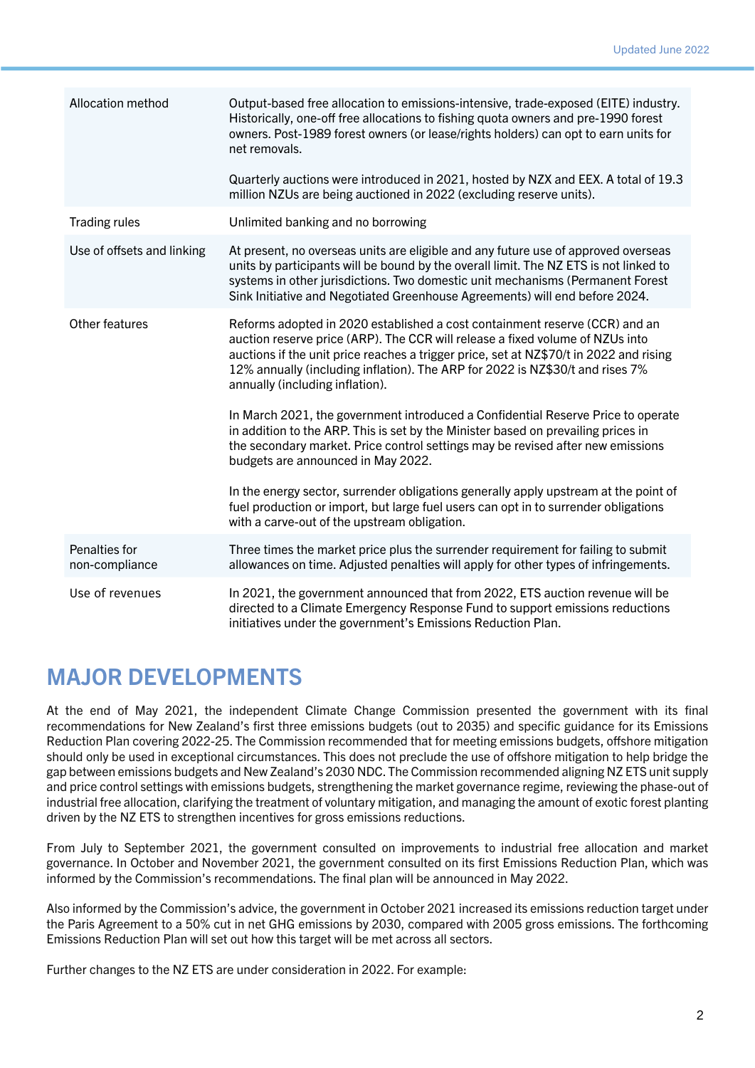| | |
|---|---|
| Allocation method | Output-based free allocation to emissions-intensive, trade-exposed (EITE) industry. Historically, one-off free allocations to fishing quota owners and pre-1990 forest owners. Post-1989 forest owners (or lease/rights holders) can opt to earn units for net removals.<br><br>Quarterly auctions were introduced in 2021, hosted by NZX and EEX. A total of 19.3 million NZUs are being auctioned in 2022 (excluding reserve units). |
| Trading rules | Unlimited banking and no borrowing |
| Use of offsets and linking | At present, no overseas units are eligible and any future use of approved overseas units by participants will be bound by the overall limit. The NZ ETS is not linked to systems in other jurisdictions. Two domestic unit mechanisms (Permanent Forest Sink Initiative and Negotiated Greenhouse Agreements) will end before 2024. |
| Other features | Reforms adopted in 2020 established a cost containment reserve (CCR) and an auction reserve price (ARP). The CCR will release a fixed volume of NZUs into auctions if the unit price reaches a trigger price, set at NZ$70/t in 2022 and rising 12% annually (including inflation). The ARP for 2022 is NZ$30/t and rises 7% annually (including inflation).<br><br>In March 2021, the government introduced a Confidential Reserve Price to operate in addition to the ARP. This is set by the Minister based on prevailing prices in the secondary market. Price control settings may be revised after new emissions budgets are announced in May 2022.<br><br>In the energy sector, surrender obligations generally apply upstream at the point of fuel production or import, but large fuel users can opt in to surrender obligations with a carve-out of the upstream obligation. |
| Penalties for non-compliance | Three times the market price plus the surrender requirement for failing to submit allowances on time. Adjusted penalties will apply for other types of infringements. |
| Use of revenues | In 2021, the government announced that from 2022, ETS auction revenue will be directed to a Climate Emergency Response Fund to support emissions reductions initiatives under the government's Emissions Reduction Plan. |

## MAJOR DEVELOPMENTS

At the end of May 2021, the independent Climate Change Commission presented the government with its final recommendations for New Zealand's first three emissions budgets (out to 2035) and specific guidance for its Emissions Reduction Plan covering 2022-25. The Commission recommended that for meeting emissions budgets, offshore mitigation should only be used in exceptional circumstances. This does not preclude the use of offshore mitigation to help bridge the gap between emissions budgets and New Zealand's 2030 NDC. The Commission recommended aligning NZ ETS unit supply and price control settings with emissions budgets, strengthening the market governance regime, reviewing the phase-out of industrial free allocation, clarifying the treatment of voluntary mitigation, and managing the amount of exotic forest planting driven by the NZ ETS to strengthen incentives for gross emissions reductions.

From July to September 2021, the government consulted on improvements to industrial free allocation and market governance. In October and November 2021, the government consulted on its first Emissions Reduction Plan, which was informed by the Commission's recommendations. The final plan will be announced in May 2022.

Also informed by the Commission's advice, the government in October 2021 increased its emissions reduction target under the Paris Agreement to a 50% cut in net GHG emissions by 2030, compared with 2005 gross emissions. The forthcoming Emissions Reduction Plan will set out how this target will be met across all sectors.

Further changes to the NZ ETS are under consideration in 2022. For example: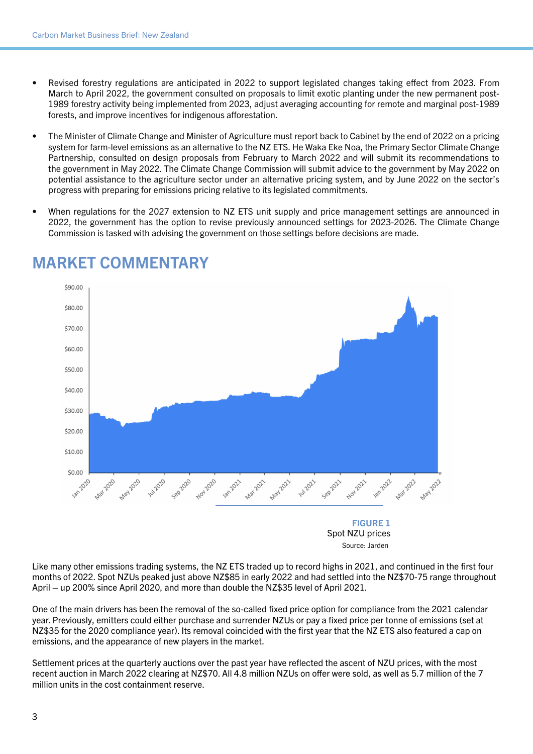- Revised forestry regulations are anticipated in 2022 to support legislated changes taking effect from 2023. From March to April 2022, the government consulted on proposals to limit exotic planting under the new permanent post-1989 forestry activity being implemented from 2023, adjust averaging accounting for remote and marginal post-1989 forests, and improve incentives for indigenous afforestation.

- The Minister of Climate Change and Minister of Agriculture must report back to Cabinet by the end of 2022 on a pricing system for farm-level emissions as an alternative to the NZ ETS. He Waka Eke Noa, the Primary Sector Climate Change Partnership, consulted on design proposals from February to March 2022 and will submit its recommendations to the government in May 2022. The Climate Change Commission will submit advice to the government by May 2022 on potential assistance to the agriculture sector under an alternative pricing system, and by June 2022 on the sector's progress with preparing for emissions pricing relative to its legislated commitments.

- When regulations for the 2027 extension to NZ ETS unit supply and price management settings are announced in 2022, the government has the option to revise previously announced settings for 2023-2026. The Climate Change Commission is tasked with advising the government on those settings before decisions are made.

# MARKET COMMENTARY

**FIGURE 1**
Spot NZU prices
Source: Jarden

Like many other emissions trading systems, the NZ ETS traded up to record highs in 2021, and continued in the first four months of 2022. Spot NZUs peaked just above NZ$85 in early 2022 and had settled into the NZ$70-75 range throughout April – up 200% since April 2020, and more than double the NZ$35 level of April 2021.

One of the main drivers has been the removal of the so-called fixed price option for compliance from the 2021 calendar year. Previously, emitters could either purchase and surrender NZUs or pay a fixed price per tonne of emissions (set at NZ$35 for the 2020 compliance year). Its removal coincided with the first year that the NZ ETS also featured a cap on emissions, and the appearance of new players in the market.

Settlement prices at the quarterly auctions over the past year have reflected the ascent of NZU prices, with the most recent auction in March 2022 clearing at NZ$70. All 4.8 million NZUs on offer were sold, as well as 5.7 million of the 7 million units in the cost containment reserve.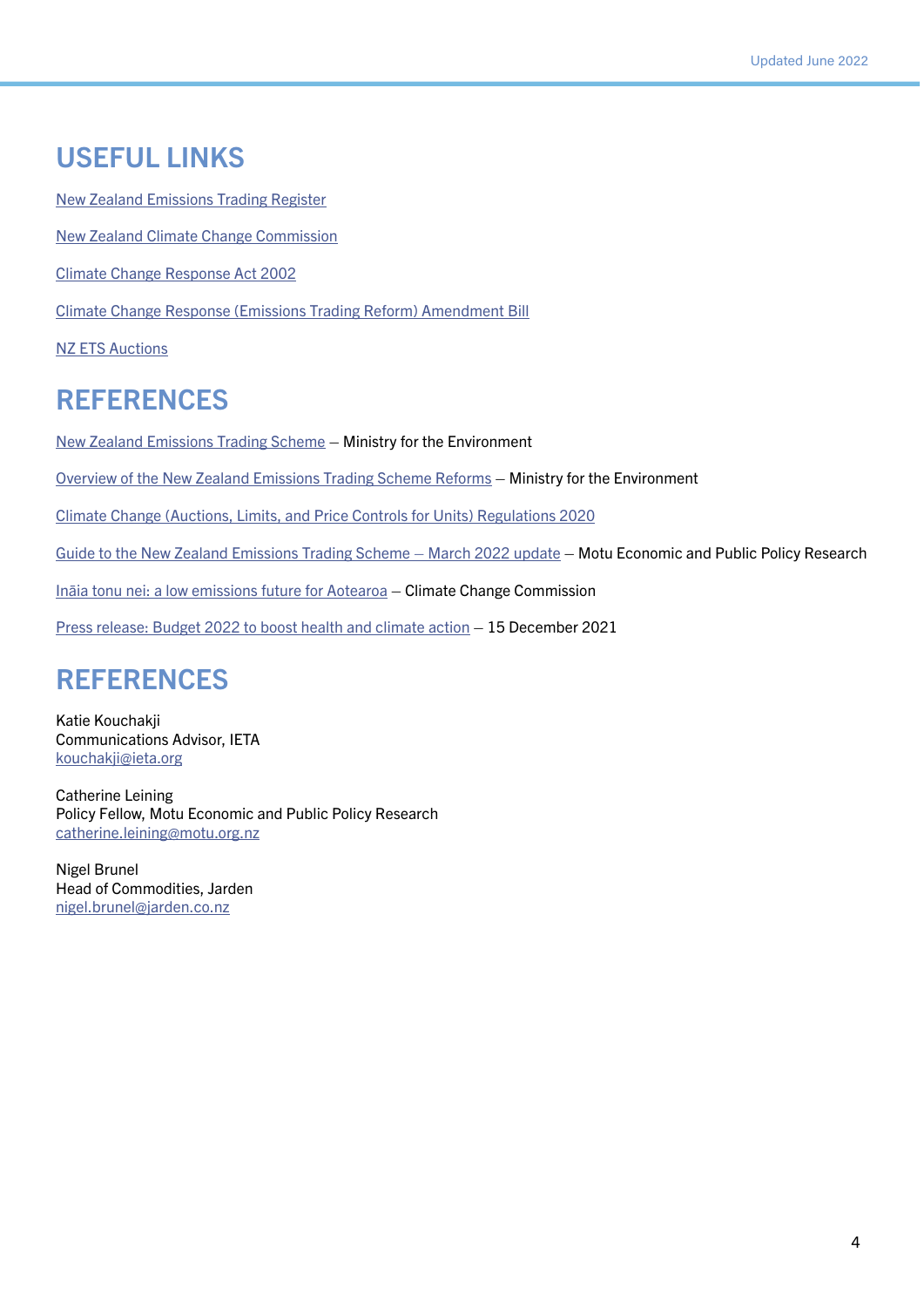## USEFUL LINKS

New Zealand Emissions Trading Register

New Zealand Climate Change Commission

Climate Change Response Act 2002

Climate Change Response (Emissions Trading Reform) Amendment Bill

NZ ETS Auctions

## REFERENCES

New Zealand Emissions Trading Scheme – Ministry for the Environment

Overview of the New Zealand Emissions Trading Scheme Reforms – Ministry for the Environment

Climate Change (Auctions, Limits, and Price Controls for Units) Regulations 2020

Guide to the New Zealand Emissions Trading Scheme – March 2022 update – Motu Economic and Public Policy Research

Ināia tonu nei: a low emissions future for Aotearoa – Climate Change Commission

Press release: Budget 2022 to boost health and climate action – 15 December 2021

## REFERENCES

Katie Kouchakji
Communications Advisor, IETA
kouchakji@ieta.org

Catherine Leining
Policy Fellow, Motu Economic and Public Policy Research
catherine.leining@motu.org.nz

Nigel Brunel
Head of Commodities, Jarden
nigel.brunel@jarden.co.nz